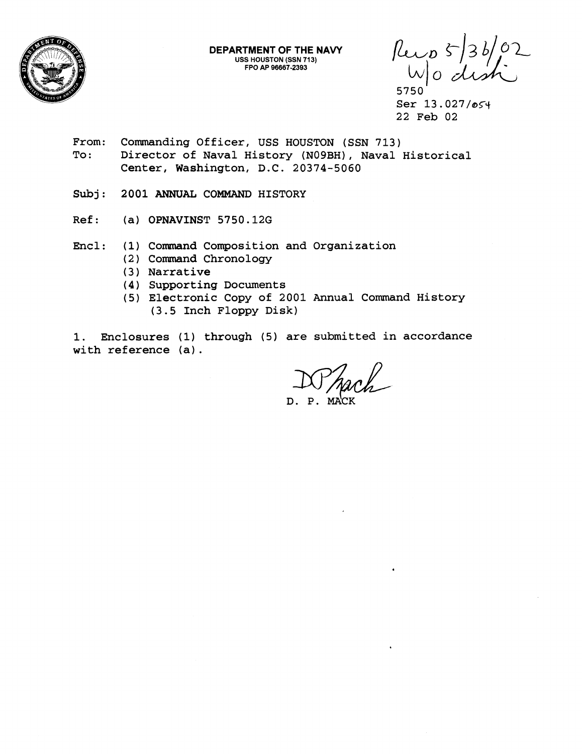**DEPARTMENT OF THE NAVY**
USS HOUSTON (SSN 713)
FPO AP 96667-2393

Recd 5/30/02
W/o disk

5750
Ser 13.027/054
22 Feb 02

From: Commanding Officer, USS HOUSTON (SSN 713)
To: Director of Naval History (N09BH), Naval Historical Center, Washington, D.C. 20374-5060

Subj: 2001 ANNUAL COMMAND HISTORY

Ref: (a) OPNAVINST 5750.12G

Encl: (1) Command Composition and Organization
(2) Command Chronology
(3) Narrative
(4) Supporting Documents
(5) Electronic Copy of 2001 Annual Command History (3.5 Inch Floppy Disk)

1. Enclosures (1) through (5) are submitted in accordance with reference (a).

D. P. MACK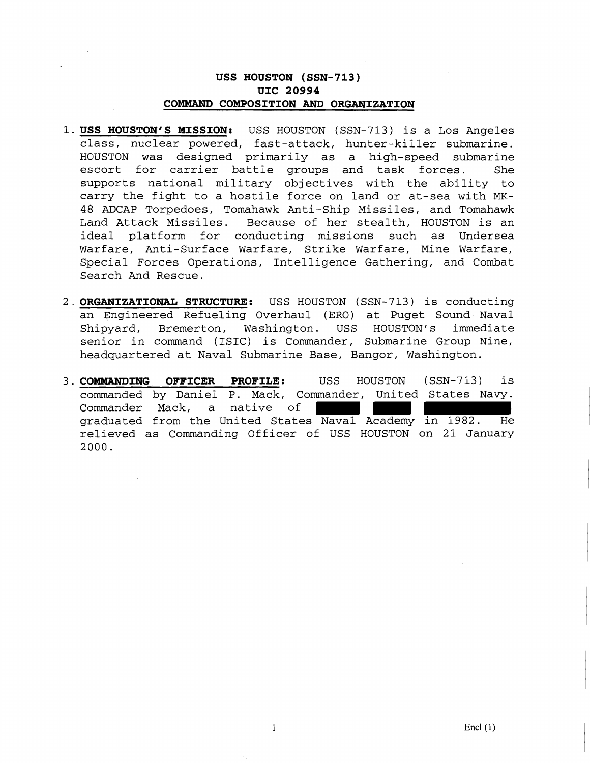# USS HOUSTON (SSN-713)
## UIC 20994
## COMMAND COMPOSITION AND ORGANIZATION

1. **USS HOUSTON'S MISSION:** USS HOUSTON (SSN-713) is a Los Angeles class, nuclear powered, fast-attack, hunter-killer submarine. HOUSTON was designed primarily as a high-speed submarine escort for carrier battle groups and task forces. She supports national military objectives with the ability to carry the fight to a hostile force on land or at-sea with MK-48 ADCAP Torpedoes, Tomahawk Anti-Ship Missiles, and Tomahawk Land Attack Missiles. Because of her stealth, HOUSTON is an ideal platform for conducting missions such as Undersea Warfare, Anti-Surface Warfare, Strike Warfare, Mine Warfare, Special Forces Operations, Intelligence Gathering, and Combat Search And Rescue.

2. **ORGANIZATIONAL STRUCTURE:** USS HOUSTON (SSN-713) is conducting an Engineered Refueling Overhaul (ERO) at Puget Sound Naval Shipyard, Bremerton, Washington. USS HOUSTON's immediate senior in command (ISIC) is Commander, Submarine Group Nine, headquartered at Naval Submarine Base, Bangor, Washington.

3. **COMMANDING OFFICER PROFILE:** USS HOUSTON (SSN-713) is commanded by Daniel P. Mack, Commander, United States Navy. Commander Mack, a native of [REDACTED] graduated from the United States Naval Academy in 1982. He relieved as Commanding Officer of USS HOUSTON on 21 January 2000.

Encl (1)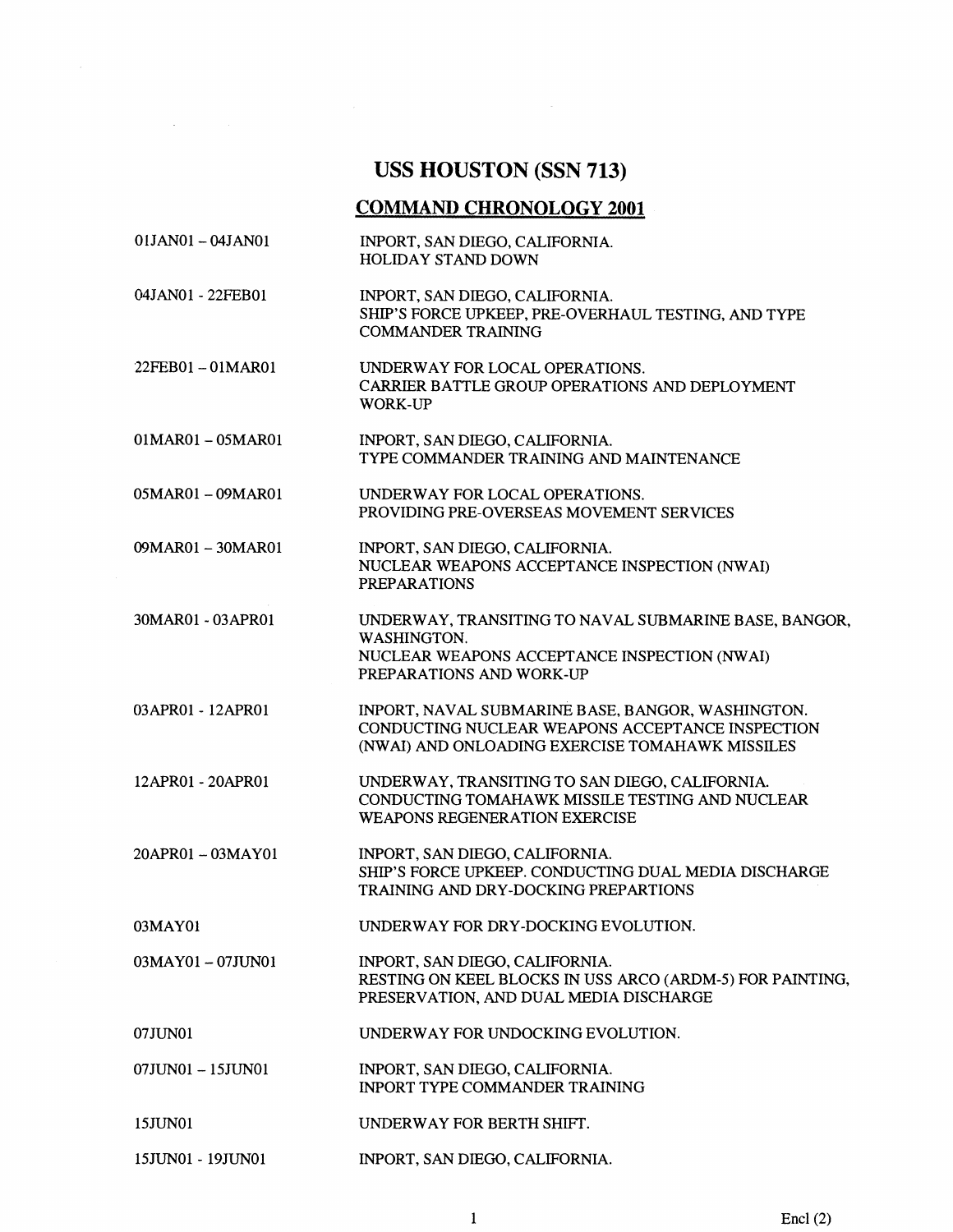# USS HOUSTON (SSN 713)

## COMMAND CHRONOLOGY 2001

| | |
|---|---|
| 01JAN01 – 04JAN01 | INPORT, SAN DIEGO, CALIFORNIA.<br>HOLIDAY STAND DOWN |
| 04JAN01 - 22FEB01 | INPORT, SAN DIEGO, CALIFORNIA.<br>SHIP'S FORCE UPKEEP, PRE-OVERHAUL TESTING, AND TYPE COMMANDER TRAINING |
| 22FEB01 – 01MAR01 | UNDERWAY FOR LOCAL OPERATIONS.<br>CARRIER BATTLE GROUP OPERATIONS AND DEPLOYMENT WORK-UP |
| 01MAR01 – 05MAR01 | INPORT, SAN DIEGO, CALIFORNIA.<br>TYPE COMMANDER TRAINING AND MAINTENANCE |
| 05MAR01 – 09MAR01 | UNDERWAY FOR LOCAL OPERATIONS.<br>PROVIDING PRE-OVERSEAS MOVEMENT SERVICES |
| 09MAR01 – 30MAR01 | INPORT, SAN DIEGO, CALIFORNIA.<br>NUCLEAR WEAPONS ACCEPTANCE INSPECTION (NWAI) PREPARATIONS |
| 30MAR01 - 03APR01 | UNDERWAY, TRANSITING TO NAVAL SUBMARINE BASE, BANGOR, WASHINGTON.<br>NUCLEAR WEAPONS ACCEPTANCE INSPECTION (NWAI) PREPARATIONS AND WORK-UP |
| 03APR01 - 12APR01 | INPORT, NAVAL SUBMARINE BASE, BANGOR, WASHINGTON.<br>CONDUCTING NUCLEAR WEAPONS ACCEPTANCE INSPECTION (NWAI) AND ONLOADING EXERCISE TOMAHAWK MISSILES |
| 12APR01 - 20APR01 | UNDERWAY, TRANSITING TO SAN DIEGO, CALIFORNIA.<br>CONDUCTING TOMAHAWK MISSILE TESTING AND NUCLEAR WEAPONS REGENERATION EXERCISE |
| 20APR01 – 03MAY01 | INPORT, SAN DIEGO, CALIFORNIA.<br>SHIP'S FORCE UPKEEP. CONDUCTING DUAL MEDIA DISCHARGE TRAINING AND DRY-DOCKING PREPARTIONS |
| 03MAY01 | UNDERWAY FOR DRY-DOCKING EVOLUTION. |
| 03MAY01 – 07JUN01 | INPORT, SAN DIEGO, CALIFORNIA.<br>RESTING ON KEEL BLOCKS IN USS ARCO (ARDM-5) FOR PAINTING, PRESERVATION, AND DUAL MEDIA DISCHARGE |
| 07JUN01 | UNDERWAY FOR UNDOCKING EVOLUTION. |
| 07JUN01 – 15JUN01 | INPORT, SAN DIEGO, CALIFORNIA.<br>INPORT TYPE COMMANDER TRAINING |
| 15JUN01 | UNDERWAY FOR BERTH SHIFT. |
| 15JUN01 - 19JUN01 | INPORT, SAN DIEGO, CALIFORNIA. |

Encl (2)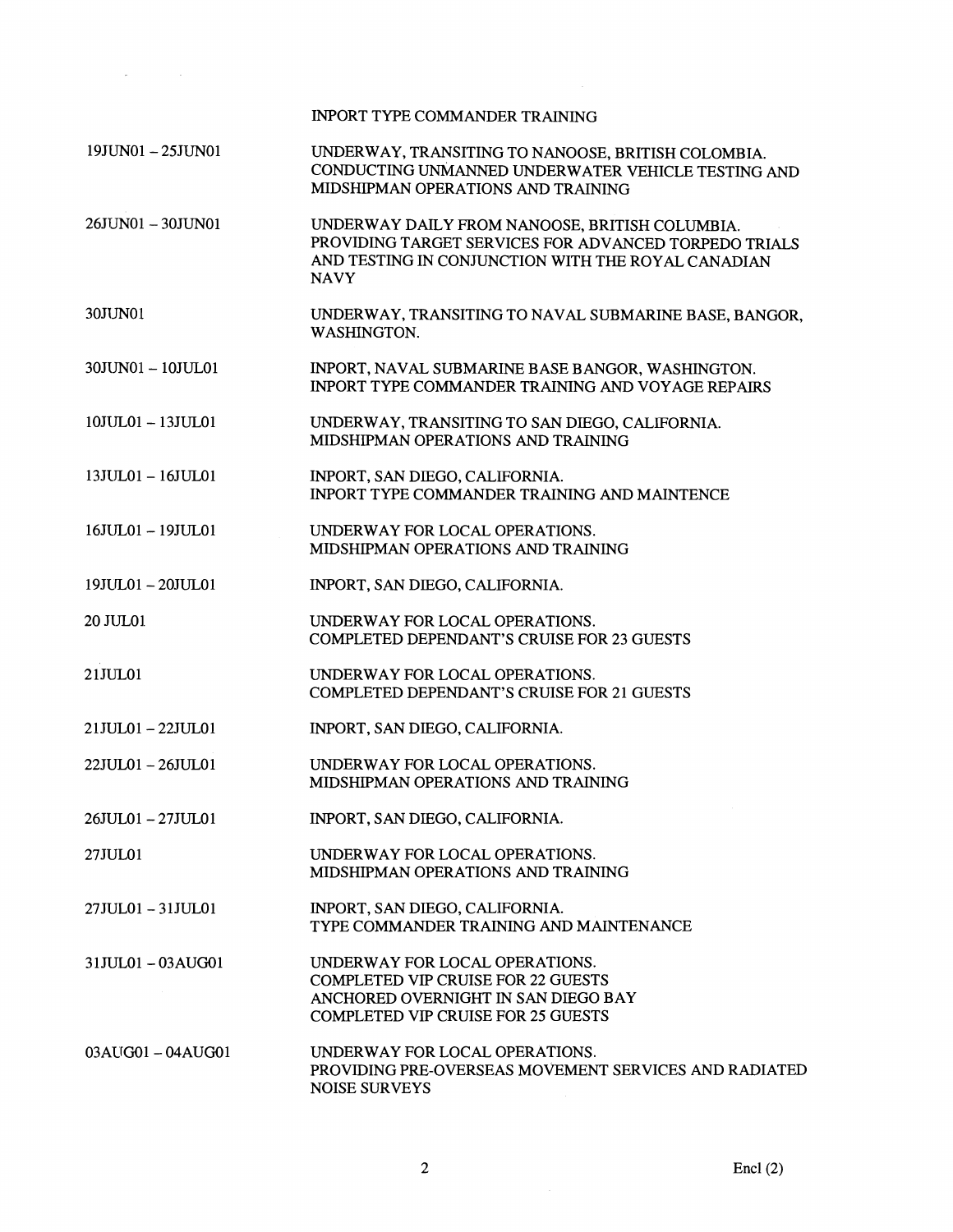| | |
|---|---|
| | INPORT TYPE COMMANDER TRAINING |
| 19JUN01 – 25JUN01 | UNDERWAY, TRANSITING TO NANOOSE, BRITISH COLOMBIA. CONDUCTING UNMANNED UNDERWATER VEHICLE TESTING AND MIDSHIPMAN OPERATIONS AND TRAINING |
| 26JUN01 – 30JUN01 | UNDERWAY DAILY FROM NANOOSE, BRITISH COLUMBIA. PROVIDING TARGET SERVICES FOR ADVANCED TORPEDO TRIALS AND TESTING IN CONJUNCTION WITH THE ROYAL CANADIAN NAVY |
| 30JUN01 | UNDERWAY, TRANSITING TO NAVAL SUBMARINE BASE, BANGOR, WASHINGTON. |
| 30JUN01 – 10JUL01 | INPORT, NAVAL SUBMARINE BASE BANGOR, WASHINGTON. INPORT TYPE COMMANDER TRAINING AND VOYAGE REPAIRS |
| 10JUL01 – 13JUL01 | UNDERWAY, TRANSITING TO SAN DIEGO, CALIFORNIA. MIDSHIPMAN OPERATIONS AND TRAINING |
| 13JUL01 – 16JUL01 | INPORT, SAN DIEGO, CALIFORNIA. INPORT TYPE COMMANDER TRAINING AND MAINTENCE |
| 16JUL01 – 19JUL01 | UNDERWAY FOR LOCAL OPERATIONS. MIDSHIPMAN OPERATIONS AND TRAINING |
| 19JUL01 – 20JUL01 | INPORT, SAN DIEGO, CALIFORNIA. |
| 20 JUL01 | UNDERWAY FOR LOCAL OPERATIONS. COMPLETED DEPENDANT'S CRUISE FOR 23 GUESTS |
| 21JUL01 | UNDERWAY FOR LOCAL OPERATIONS. COMPLETED DEPENDANT'S CRUISE FOR 21 GUESTS |
| 21JUL01 – 22JUL01 | INPORT, SAN DIEGO, CALIFORNIA. |
| 22JUL01 – 26JUL01 | UNDERWAY FOR LOCAL OPERATIONS. MIDSHIPMAN OPERATIONS AND TRAINING |
| 26JUL01 – 27JUL01 | INPORT, SAN DIEGO, CALIFORNIA. |
| 27JUL01 | UNDERWAY FOR LOCAL OPERATIONS. MIDSHIPMAN OPERATIONS AND TRAINING |
| 27JUL01 – 31JUL01 | INPORT, SAN DIEGO, CALIFORNIA. TYPE COMMANDER TRAINING AND MAINTENANCE |
| 31JUL01 – 03AUG01 | UNDERWAY FOR LOCAL OPERATIONS. COMPLETED VIP CRUISE FOR 22 GUESTS ANCHORED OVERNIGHT IN SAN DIEGO BAY COMPLETED VIP CRUISE FOR 25 GUESTS |
| 03AUG01 – 04AUG01 | UNDERWAY FOR LOCAL OPERATIONS. PROVIDING PRE-OVERSEAS MOVEMENT SERVICES AND RADIATED NOISE SURVEYS |

Encl (2)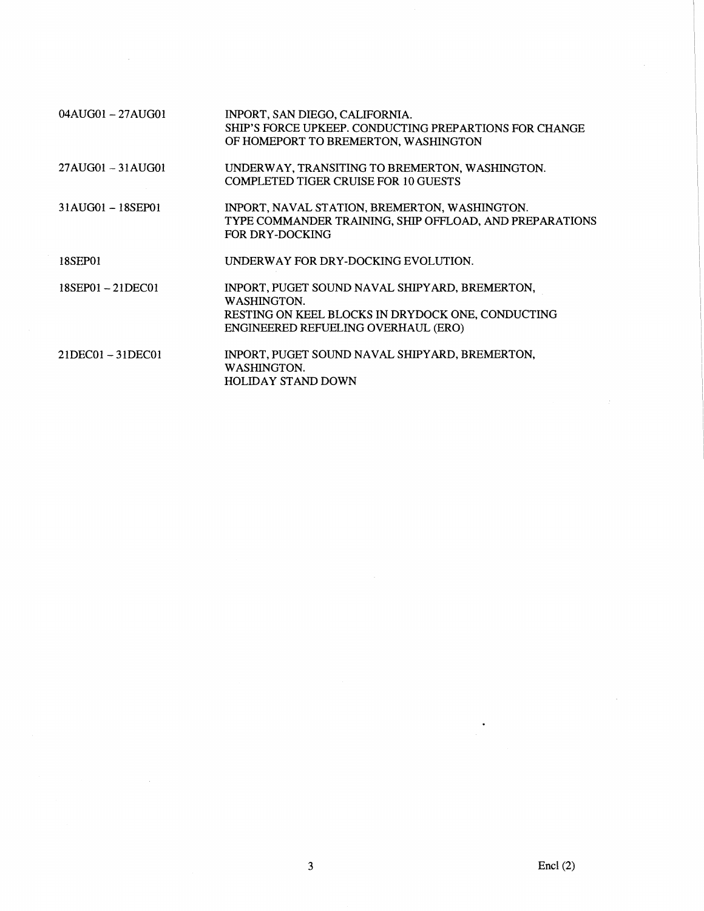| | |
|---|---|
| 04AUG01 – 27AUG01 | INPORT, SAN DIEGO, CALIFORNIA.<br>SHIP'S FORCE UPKEEP. CONDUCTING PREPARTIONS FOR CHANGE OF HOMEPORT TO BREMERTON, WASHINGTON |
| 27AUG01 – 31AUG01 | UNDERWAY, TRANSITING TO BREMERTON, WASHINGTON.<br>COMPLETED TIGER CRUISE FOR 10 GUESTS |
| 31AUG01 – 18SEP01 | INPORT, NAVAL STATION, BREMERTON, WASHINGTON.<br>TYPE COMMANDER TRAINING, SHIP OFFLOAD, AND PREPARATIONS FOR DRY-DOCKING |
| 18SEP01 | UNDERWAY FOR DRY-DOCKING EVOLUTION. |
| 18SEP01 – 21DEC01 | INPORT, PUGET SOUND NAVAL SHIPYARD, BREMERTON, WASHINGTON.<br>RESTING ON KEEL BLOCKS IN DRYDOCK ONE, CONDUCTING ENGINEERED REFUELING OVERHAUL (ERO) |
| 21DEC01 – 31DEC01 | INPORT, PUGET SOUND NAVAL SHIPYARD, BREMERTON, WASHINGTON.<br>HOLIDAY STAND DOWN |

Encl (2)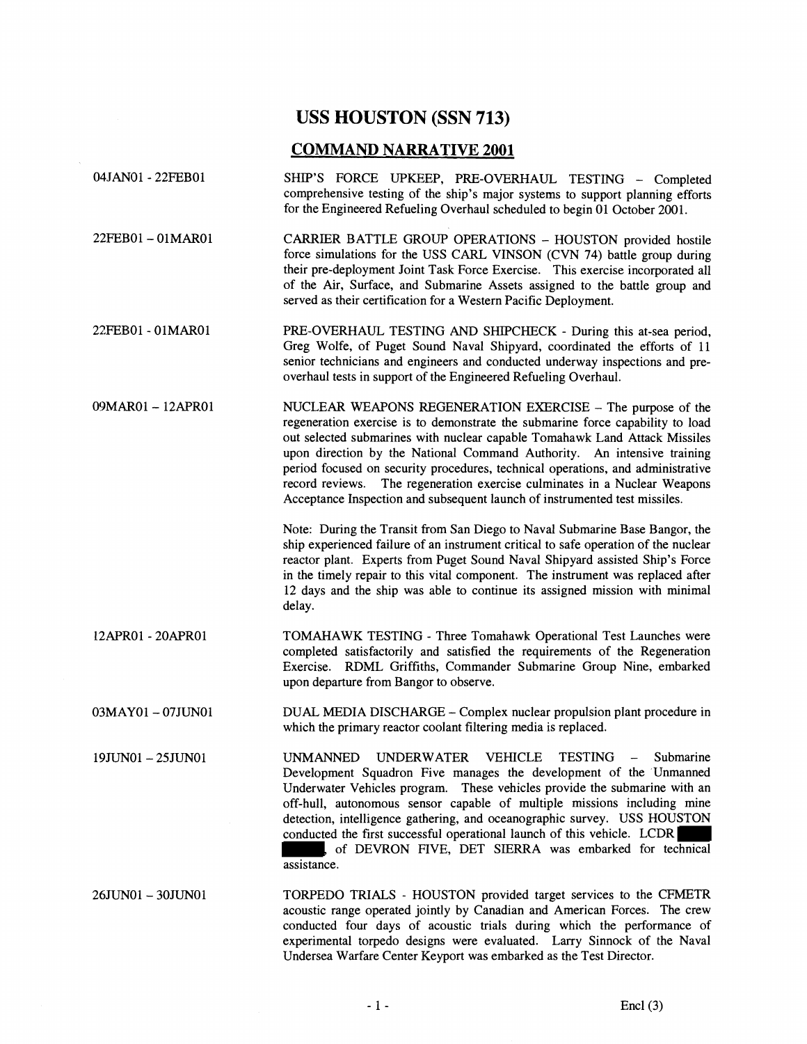# USS HOUSTON (SSN 713)

## COMMAND NARRATIVE 2001

| | |
|---|---|
| 04JAN01 - 22FEB01 | SHIP'S FORCE UPKEEP, PRE-OVERHAUL TESTING – Completed comprehensive testing of the ship's major systems to support planning efforts for the Engineered Refueling Overhaul scheduled to begin 01 October 2001. |
| 22FEB01 – 01MAR01 | CARRIER BATTLE GROUP OPERATIONS – HOUSTON provided hostile force simulations for the USS CARL VINSON (CVN 74) battle group during their pre-deployment Joint Task Force Exercise. This exercise incorporated all of the Air, Surface, and Submarine Assets assigned to the battle group and served as their certification for a Western Pacific Deployment. |
| 22FEB01 - 01MAR01 | PRE-OVERHAUL TESTING AND SHIPCHECK - During this at-sea period, Greg Wolfe, of Puget Sound Naval Shipyard, coordinated the efforts of 11 senior technicians and engineers and conducted underway inspections and pre-overhaul tests in support of the Engineered Refueling Overhaul. |
| 09MAR01 – 12APR01 | NUCLEAR WEAPONS REGENERATION EXERCISE – The purpose of the regeneration exercise is to demonstrate the submarine force capability to load out selected submarines with nuclear capable Tomahawk Land Attack Missiles upon direction by the National Command Authority. An intensive training period focused on security procedures, technical operations, and administrative record reviews. The regeneration exercise culminates in a Nuclear Weapons Acceptance Inspection and subsequent launch of instrumented test missiles.<br><br>Note: During the Transit from San Diego to Naval Submarine Base Bangor, the ship experienced failure of an instrument critical to safe operation of the nuclear reactor plant. Experts from Puget Sound Naval Shipyard assisted Ship's Force in the timely repair to this vital component. The instrument was replaced after 12 days and the ship was able to continue its assigned mission with minimal delay. |
| 12APR01 - 20APR01 | TOMAHAWK TESTING - Three Tomahawk Operational Test Launches were completed satisfactorily and satisfied the requirements of the Regeneration Exercise. RDML Griffiths, Commander Submarine Group Nine, embarked upon departure from Bangor to observe. |
| 03MAY01 – 07JUN01 | DUAL MEDIA DISCHARGE – Complex nuclear propulsion plant procedure in which the primary reactor coolant filtering media is replaced. |
| 19JUN01 – 25JUN01 | UNMANNED UNDERWATER VEHICLE TESTING – Submarine Development Squadron Five manages the development of the Unmanned Underwater Vehicles program. These vehicles provide the submarine with an off-hull, autonomous sensor capable of multiple missions including mine detection, intelligence gathering, and oceanographic survey. USS HOUSTON conducted the first successful operational launch of this vehicle. LCDR [redacted], of DEVRON FIVE, DET SIERRA was embarked for technical assistance. |
| 26JUN01 – 30JUN01 | TORPEDO TRIALS - HOUSTON provided target services to the CFMETR acoustic range operated jointly by Canadian and American Forces. The crew conducted four days of acoustic trials during which the performance of experimental torpedo designs were evaluated. Larry Sinnock of the Naval Undersea Warfare Center Keyport was embarked as the Test Director. |

Encl (3)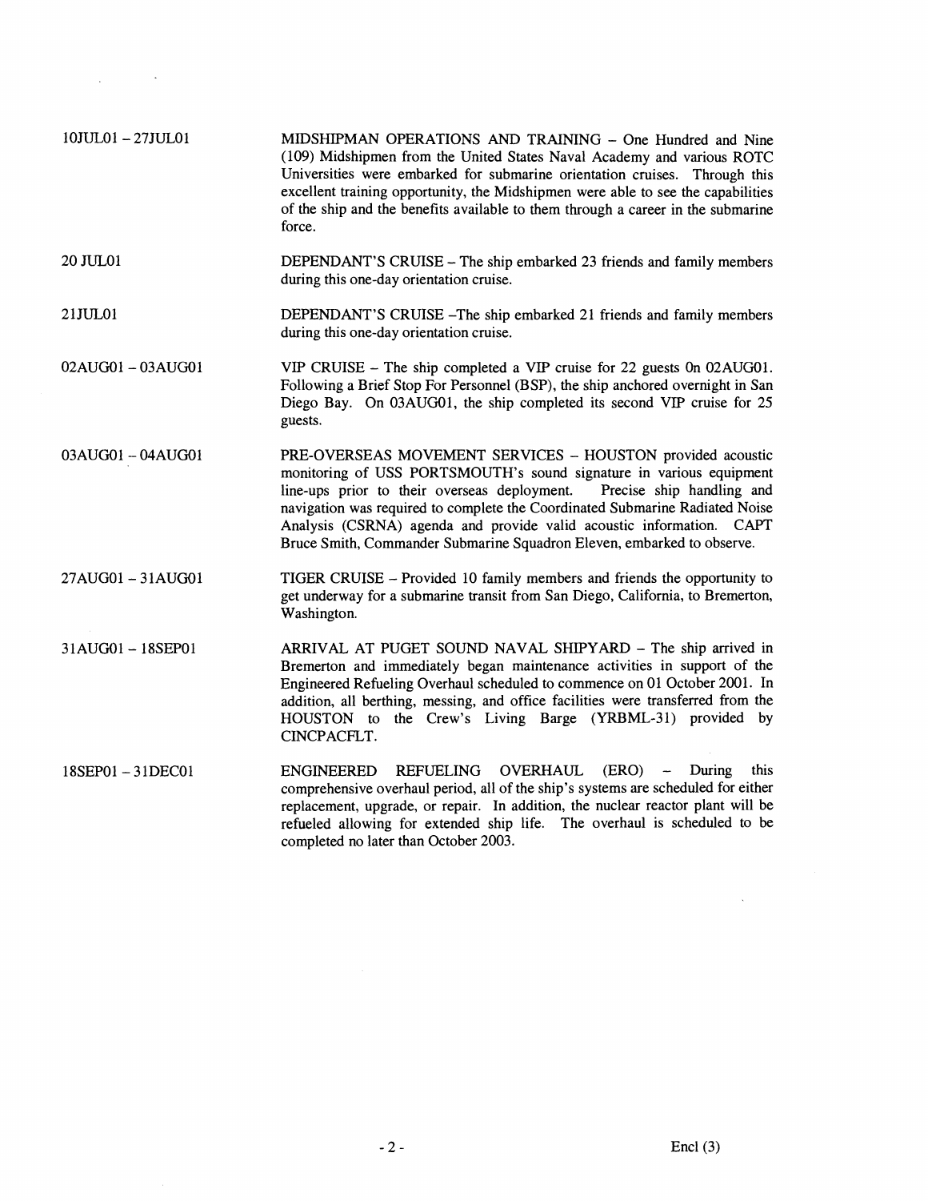| | |
|---|---|
| 10JUL01 – 27JUL01 | MIDSHIPMAN OPERATIONS AND TRAINING – One Hundred and Nine (109) Midshipmen from the United States Naval Academy and various ROTC Universities were embarked for submarine orientation cruises. Through this excellent training opportunity, the Midshipmen were able to see the capabilities of the ship and the benefits available to them through a career in the submarine force. |
| 20 JUL01 | DEPENDANT'S CRUISE – The ship embarked 23 friends and family members during this one-day orientation cruise. |
| 21JUL01 | DEPENDANT'S CRUISE –The ship embarked 21 friends and family members during this one-day orientation cruise. |
| 02AUG01 – 03AUG01 | VIP CRUISE – The ship completed a VIP cruise for 22 guests On 02AUG01. Following a Brief Stop For Personnel (BSP), the ship anchored overnight in San Diego Bay. On 03AUG01, the ship completed its second VIP cruise for 25 guests. |
| 03AUG01 – 04AUG01 | PRE-OVERSEAS MOVEMENT SERVICES – HOUSTON provided acoustic monitoring of USS PORTSMOUTH's sound signature in various equipment line-ups prior to their overseas deployment. Precise ship handling and navigation was required to complete the Coordinated Submarine Radiated Noise Analysis (CSRNA) agenda and provide valid acoustic information. CAPT Bruce Smith, Commander Submarine Squadron Eleven, embarked to observe. |
| 27AUG01 – 31AUG01 | TIGER CRUISE – Provided 10 family members and friends the opportunity to get underway for a submarine transit from San Diego, California, to Bremerton, Washington. |
| 31AUG01 – 18SEP01 | ARRIVAL AT PUGET SOUND NAVAL SHIPYARD – The ship arrived in Bremerton and immediately began maintenance activities in support of the Engineered Refueling Overhaul scheduled to commence on 01 October 2001. In addition, all berthing, messing, and office facilities were transferred from the HOUSTON to the Crew's Living Barge (YRBML-31) provided by CINCPACFLT. |
| 18SEP01 – 31DEC01 | ENGINEERED REFUELING OVERHAUL (ERO) – During this comprehensive overhaul period, all of the ship's systems are scheduled for either replacement, upgrade, or repair. In addition, the nuclear reactor plant will be refueled allowing for extended ship life. The overhaul is scheduled to be completed no later than October 2003. |

Encl (3)